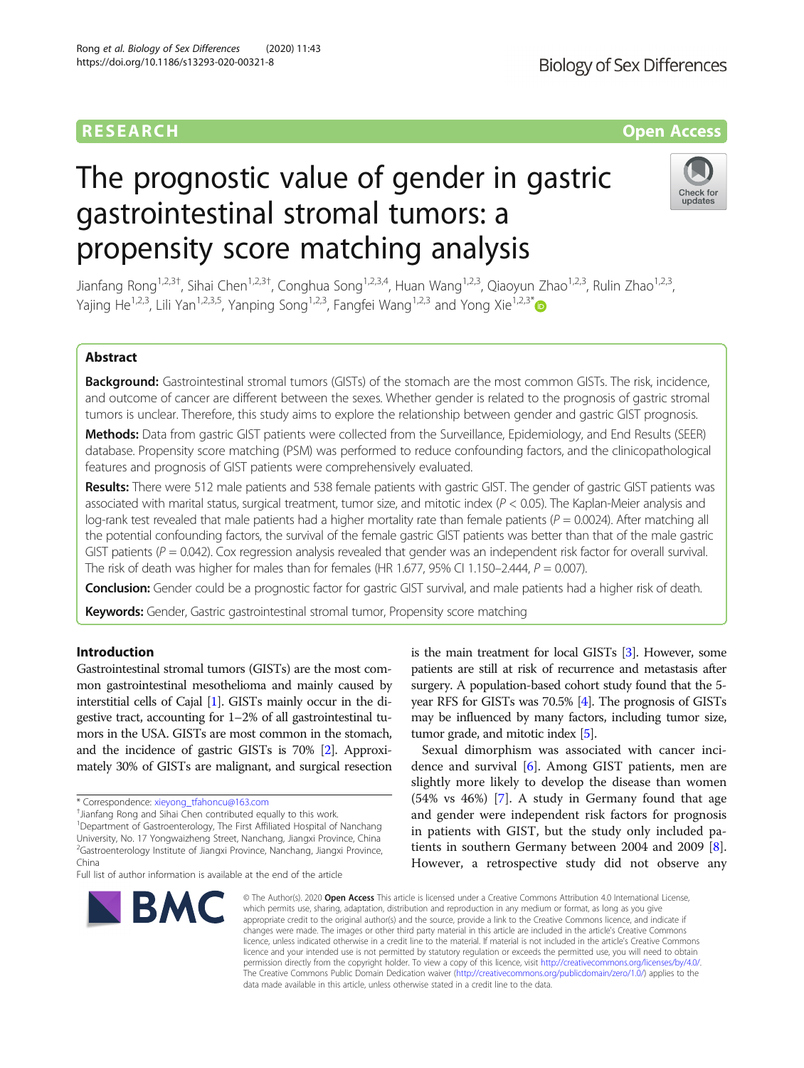RESEARCH

Open Access

# The prognostic value of gender in gastric gastrointestinal stromal tumors: a propensity score matching analysis

Jianfang Rong[1,2,3†], Sihai Chen[1,2,3†], Conghua Song[1,2,3,4], Huan Wang[1,2,3], Qiaoyun Zhao[1,2,3], Rulin Zhao[1,2,3], Yajing He[1,2,3], Lili Yan[1,2,3,5], Yanping Song[1,2,3], Fangfei Wang[1,2,3] and Yong Xie[1,2,3*]

## Abstract

**Background:** Gastrointestinal stromal tumors (GISTs) of the stomach are the most common GISTs. The risk, incidence, and outcome of cancer are different between the sexes. Whether gender is related to the prognosis of gastric stromal tumors is unclear. Therefore, this study aims to explore the relationship between gender and gastric GIST prognosis.

**Methods:** Data from gastric GIST patients were collected from the Surveillance, Epidemiology, and End Results (SEER) database. Propensity score matching (PSM) was performed to reduce confounding factors, and the clinicopathological features and prognosis of GIST patients were comprehensively evaluated.

**Results:** There were 512 male patients and 538 female patients with gastric GIST. The gender of gastric GIST patients was associated with marital status, surgical treatment, tumor size, and mitotic index ($P < 0.05$). The Kaplan-Meier analysis and log-rank test revealed that male patients had a higher mortality rate than female patients ($P = 0.0024$). After matching all the potential confounding factors, the survival of the female gastric GIST patients was better than that of the male gastric GIST patients ($P = 0.042$). Cox regression analysis revealed that gender was an independent risk factor for overall survival. The risk of death was higher for males than for females (HR 1.677, 95% CI 1.150–2.444, $P = 0.007$).

**Conclusion:** Gender could be a prognostic factor for gastric GIST survival, and male patients had a higher risk of death.

**Keywords:** Gender, Gastric gastrointestinal stromal tumor, Propensity score matching

## Introduction

Gastrointestinal stromal tumors (GISTs) are the most common gastrointestinal mesothelioma and mainly caused by interstitial cells of Cajal [1]. GISTs mainly occur in the digestive tract, accounting for 1–2% of all gastrointestinal tumors in the USA. GISTs are most common in the stomach, and the incidence of gastric GISTs is 70% [2]. Approximately 30% of GISTs are malignant, and surgical resection is the main treatment for local GISTs [3]. However, some patients are still at risk of recurrence and metastasis after surgery. A population-based cohort study found that the 5-year RFS for GISTs was 70.5% [4]. The prognosis of GISTs may be influenced by many factors, including tumor size, tumor grade, and mitotic index [5].

Sexual dimorphism was associated with cancer incidence and survival [6]. Among GIST patients, men are slightly more likely to develop the disease than women (54% vs 46%) [7]. A study in Germany found that age and gender were independent risk factors for prognosis in patients with GIST, but the study only included patients in southern Germany between 2004 and 2009 [8]. However, a retrospective study did not observe any

\* Correspondence: xieyong_tfahoncu@163.com

†Jianfang Rong and Sihai Chen contributed equally to this work.

[1]Department of Gastroenterology, The First Affiliated Hospital of Nanchang University, No. 17 Yongwaizheng Street, Nanchang, Jiangxi Province, China

[2]Gastroenterology Institute of Jiangxi Province, Nanchang, Jiangxi Province, China

Full list of author information is available at the end of the article

© The Author(s). 2020 **Open Access** This article is licensed under a Creative Commons Attribution 4.0 International License, which permits use, sharing, adaptation, distribution and reproduction in any medium or format, as long as you give appropriate credit to the original author(s) and the source, provide a link to the Creative Commons licence, and indicate if changes were made. The images or other third party material in this article are included in the article's Creative Commons licence, unless indicated otherwise in a credit line to the material. If material is not included in the article's Creative Commons licence and your intended use is not permitted by statutory regulation or exceeds the permitted use, you will need to obtain permission directly from the copyright holder. To view a copy of this licence, visit http://creativecommons.org/licenses/by/4.0/. The Creative Commons Public Domain Dedication waiver (http://creativecommons.org/publicdomain/zero/1.0/) applies to the data made available in this article, unless otherwise stated in a credit line to the data.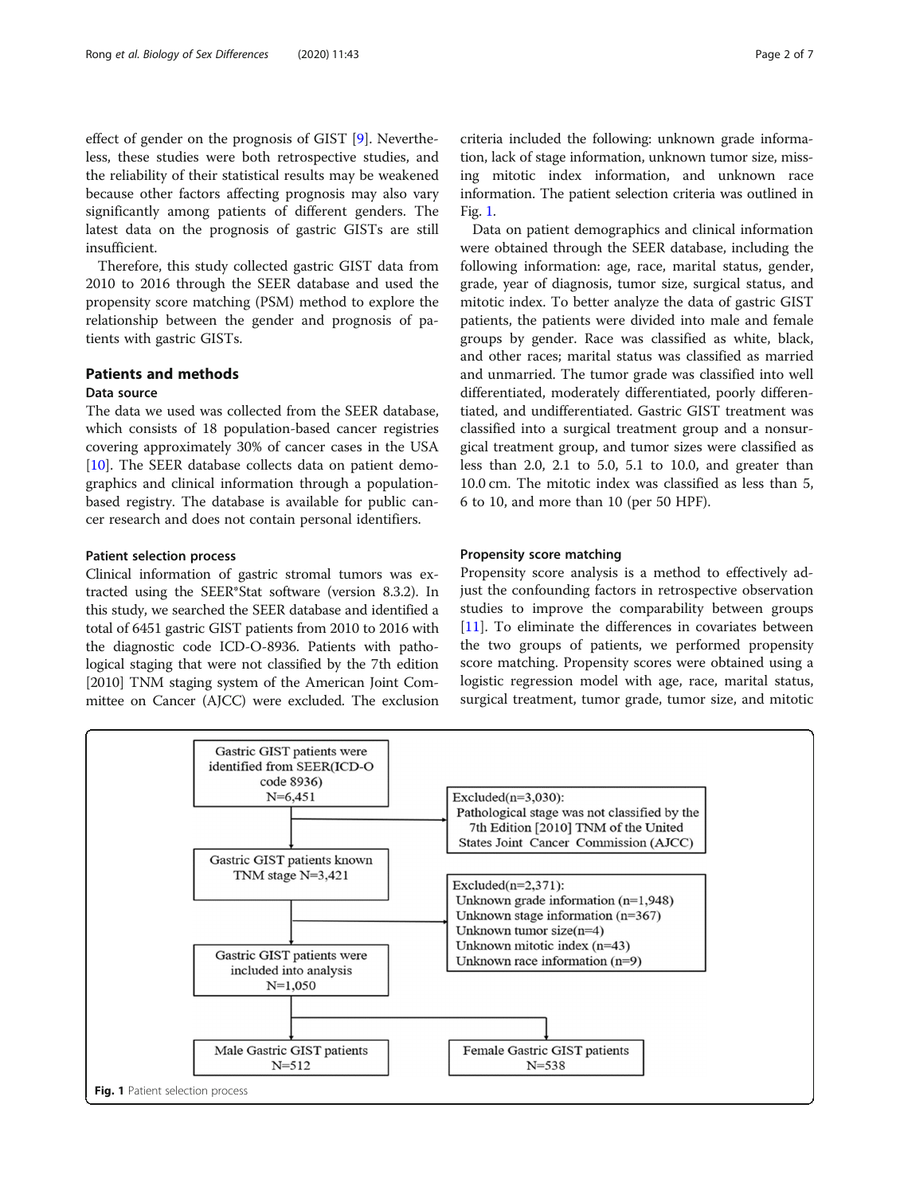effect of gender on the prognosis of GIST [9]. Nevertheless, these studies were both retrospective studies, and the reliability of their statistical results may be weakened because other factors affecting prognosis may also vary significantly among patients of different genders. The latest data on the prognosis of gastric GISTs are still insufficient.

Therefore, this study collected gastric GIST data from 2010 to 2016 through the SEER database and used the propensity score matching (PSM) method to explore the relationship between the gender and prognosis of patients with gastric GISTs.

## Patients and methods

### Data source

The data we used was collected from the SEER database, which consists of 18 population-based cancer registries covering approximately 30% of cancer cases in the USA [10]. The SEER database collects data on patient demographics and clinical information through a population-based registry. The database is available for public cancer research and does not contain personal identifiers.

### Patient selection process

Clinical information of gastric stromal tumors was extracted using the SEER®Stat software (version 8.3.2). In this study, we searched the SEER database and identified a total of 6451 gastric GIST patients from 2010 to 2016 with the diagnostic code ICD-O-8936. Patients with pathological staging that were not classified by the 7th edition [2010] TNM staging system of the American Joint Committee on Cancer (AJCC) were excluded. The exclusion criteria included the following: unknown grade information, lack of stage information, unknown tumor size, missing mitotic index information, and unknown race information. The patient selection criteria was outlined in Fig. 1.

Data on patient demographics and clinical information were obtained through the SEER database, including the following information: age, race, marital status, gender, grade, year of diagnosis, tumor size, surgical status, and mitotic index. To better analyze the data of gastric GIST patients, the patients were divided into male and female groups by gender. Race was classified as white, black, and other races; marital status was classified as married and unmarried. The tumor grade was classified into well differentiated, moderately differentiated, poorly differentiated, and undifferentiated. Gastric GIST treatment was classified into a surgical treatment group and a nonsurgical treatment group, and tumor sizes were classified as less than 2.0, 2.1 to 5.0, 5.1 to 10.0, and greater than 10.0 cm. The mitotic index was classified as less than 5, 6 to 10, and more than 10 (per 50 HPF).

### Propensity score matching

Propensity score analysis is a method to effectively adjust the confounding factors in retrospective observation studies to improve the comparability between groups [11]. To eliminate the differences in covariates between the two groups of patients, we performed propensity score matching. Propensity scores were obtained using a logistic regression model with age, race, marital status, surgical treatment, tumor grade, tumor size, and mitotic

Gastric GIST patients were identified from SEER(ICD-O code 8936)
N=6,451

Excluded(n=3,030):
Pathological stage was not classified by the 7th Edition [2010] TNM of the United States Joint Cancer Commission (AJCC)

Gastric GIST patients known TNM stage N=3,421

Excluded(n=2,371):
Unknown grade information (n=1,948)
Unknown stage information (n=367)
Unknown tumor size(n=4)
Unknown mitotic index (n=43)
Unknown race information (n=9)

Gastric GIST patients were included into analysis
N=1,050

Male Gastric GIST patients
N=512

Female Gastric GIST patients
N=538

**Fig. 1** Patient selection process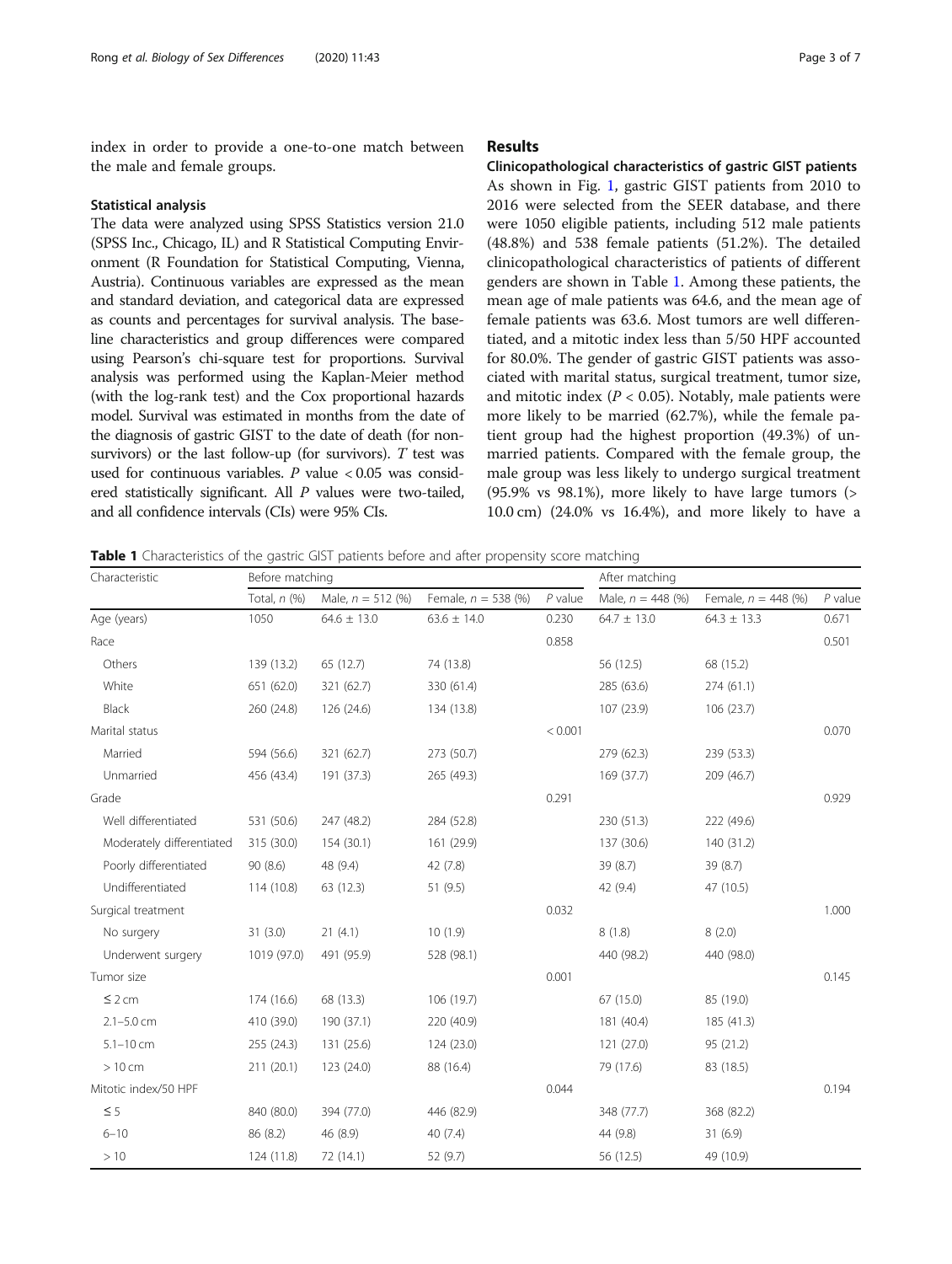index in order to provide a one-to-one match between the male and female groups.

### Statistical analysis

The data were analyzed using SPSS Statistics version 21.0 (SPSS Inc., Chicago, IL) and R Statistical Computing Environment (R Foundation for Statistical Computing, Vienna, Austria). Continuous variables are expressed as the mean and standard deviation, and categorical data are expressed as counts and percentages for survival analysis. The baseline characteristics and group differences were compared using Pearson's chi-square test for proportions. Survival analysis was performed using the Kaplan-Meier method (with the log-rank test) and the Cox proportional hazards model. Survival was estimated in months from the date of the diagnosis of gastric GIST to the date of death (for nonsurvivors) or the last follow-up (for survivors). *T* test was used for continuous variables. *P* value < 0.05 was considered statistically significant. All *P* values were two-tailed, and all confidence intervals (CIs) were 95% CIs.

## Results

### Clinicopathological characteristics of gastric GIST patients

As shown in Fig. 1, gastric GIST patients from 2010 to 2016 were selected from the SEER database, and there were 1050 eligible patients, including 512 male patients (48.8%) and 538 female patients (51.2%). The detailed clinicopathological characteristics of patients of different genders are shown in Table 1. Among these patients, the mean age of male patients was 64.6, and the mean age of female patients was 63.6. Most tumors are well differentiated, and a mitotic index less than 5/50 HPF accounted for 80.0%. The gender of gastric GIST patients was associated with marital status, surgical treatment, tumor size, and mitotic index ($P < 0.05$). Notably, male patients were more likely to be married (62.7%), while the female patient group had the highest proportion (49.3%) of unmarried patients. Compared with the female group, the male group was less likely to undergo surgical treatment (95.9% vs 98.1%), more likely to have large tumors (> 10.0 cm) (24.0% vs 16.4%), and more likely to have a

**Table 1** Characteristics of the gastric GIST patients before and after propensity score matching

| Characteristic | Before matching | | | | After matching | | |
|---|---|---|---|---|---|---|---|
| | Total, *n* (%) | Male, *n* = 512 (%) | Female, *n* = 538 (%) | *P* value | Male, *n* = 448 (%) | Female, *n* = 448 (%) | *P* value |
| Age (years) | 1050 | 64.6 ± 13.0 | 63.6 ± 14.0 | 0.230 | 64.7 ± 13.0 | 64.3 ± 13.3 | 0.671 |
| Race | | | | 0.858 | | | 0.501 |
| Others | 139 (13.2) | 65 (12.7) | 74 (13.8) | | 56 (12.5) | 68 (15.2) | |
| White | 651 (62.0) | 321 (62.7) | 330 (61.4) | | 285 (63.6) | 274 (61.1) | |
| Black | 260 (24.8) | 126 (24.6) | 134 (13.8) | | 107 (23.9) | 106 (23.7) | |
| Marital status | | | | < 0.001 | | | 0.070 |
| Married | 594 (56.6) | 321 (62.7) | 273 (50.7) | | 279 (62.3) | 239 (53.3) | |
| Unmarried | 456 (43.4) | 191 (37.3) | 265 (49.3) | | 169 (37.7) | 209 (46.7) | |
| Grade | | | | 0.291 | | | 0.929 |
| Well differentiated | 531 (50.6) | 247 (48.2) | 284 (52.8) | | 230 (51.3) | 222 (49.6) | |
| Moderately differentiated | 315 (30.0) | 154 (30.1) | 161 (29.9) | | 137 (30.6) | 140 (31.2) | |
| Poorly differentiated | 90 (8.6) | 48 (9.4) | 42 (7.8) | | 39 (8.7) | 39 (8.7) | |
| Undifferentiated | 114 (10.8) | 63 (12.3) | 51 (9.5) | | 42 (9.4) | 47 (10.5) | |
| Surgical treatment | | | | 0.032 | | | 1.000 |
| No surgery | 31 (3.0) | 21 (4.1) | 10 (1.9) | | 8 (1.8) | 8 (2.0) | |
| Underwent surgery | 1019 (97.0) | 491 (95.9) | 528 (98.1) | | 440 (98.2) | 440 (98.0) | |
| Tumor size | | | | 0.001 | | | 0.145 |
| ≤ 2 cm | 174 (16.6) | 68 (13.3) | 106 (19.7) | | 67 (15.0) | 85 (19.0) | |
| 2.1–5.0 cm | 410 (39.0) | 190 (37.1) | 220 (40.9) | | 181 (40.4) | 185 (41.3) | |
| 5.1–10 cm | 255 (24.3) | 131 (25.6) | 124 (23.0) | | 121 (27.0) | 95 (21.2) | |
| > 10 cm | 211 (20.1) | 123 (24.0) | 88 (16.4) | | 79 (17.6) | 83 (18.5) | |
| Mitotic index/50 HPF | | | | 0.044 | | | 0.194 |
| ≤ 5 | 840 (80.0) | 394 (77.0) | 446 (82.9) | | 348 (77.7) | 368 (82.2) | |
| 6–10 | 86 (8.2) | 46 (8.9) | 40 (7.4) | | 44 (9.8) | 31 (6.9) | |
| > 10 | 124 (11.8) | 72 (14.1) | 52 (9.7) | | 56 (12.5) | 49 (10.9) | |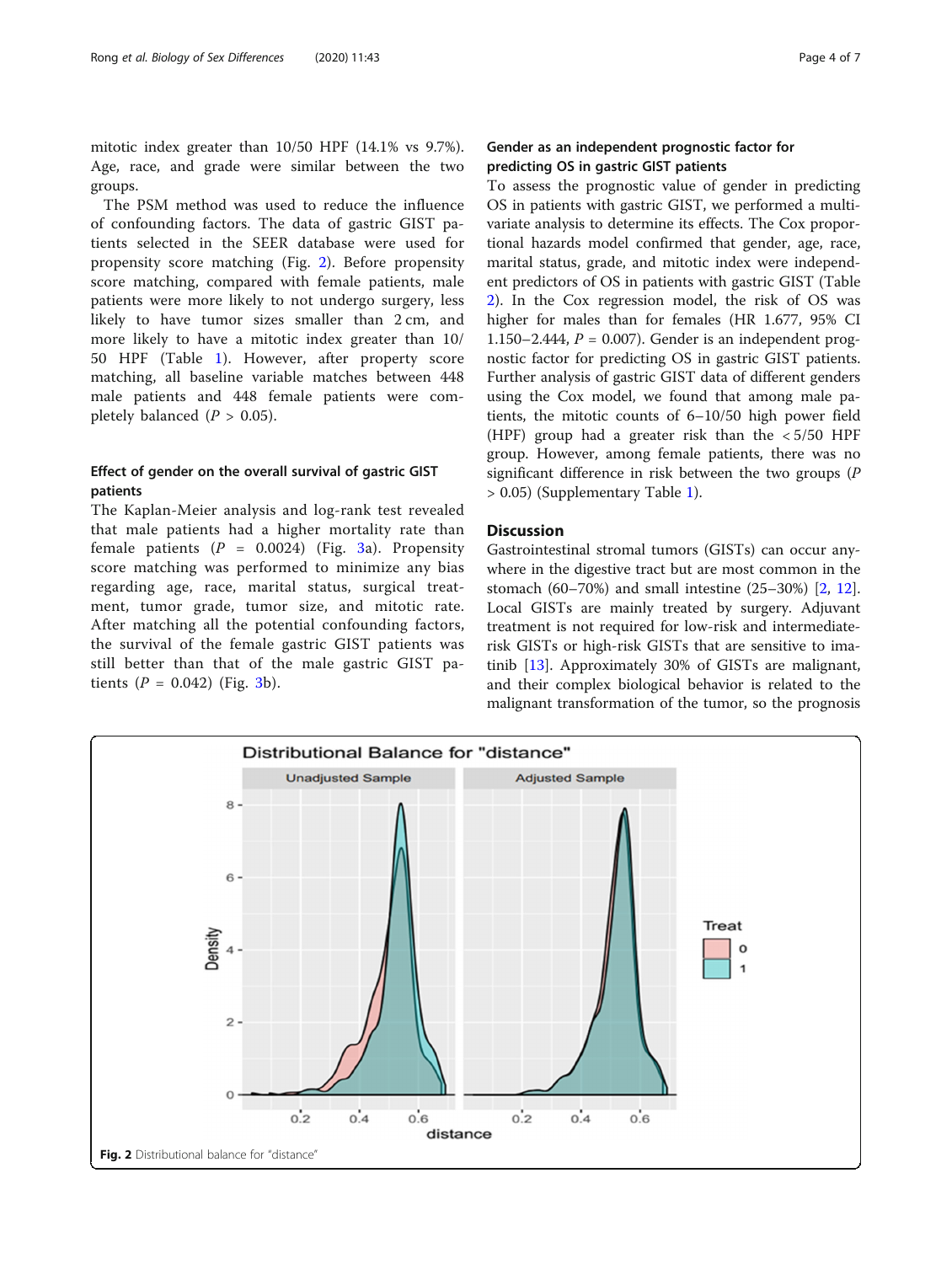mitotic index greater than 10/50 HPF (14.1% vs 9.7%). Age, race, and grade were similar between the two groups.

The PSM method was used to reduce the influence of confounding factors. The data of gastric GIST patients selected in the SEER database were used for propensity score matching (Fig. 2). Before propensity score matching, compared with female patients, male patients were more likely to not undergo surgery, less likely to have tumor sizes smaller than 2 cm, and more likely to have a mitotic index greater than 10/50 HPF (Table 1). However, after property score matching, all baseline variable matches between 448 male patients and 448 female patients were completely balanced ($P > 0.05$).

### Effect of gender on the overall survival of gastric GIST patients

The Kaplan-Meier analysis and log-rank test revealed that male patients had a higher mortality rate than female patients ($P = 0.0024$) (Fig. 3a). Propensity score matching was performed to minimize any bias regarding age, race, marital status, surgical treatment, tumor grade, tumor size, and mitotic rate. After matching all the potential confounding factors, the survival of the female gastric GIST patients was still better than that of the male gastric GIST patients ($P = 0.042$) (Fig. 3b).

### Gender as an independent prognostic factor for predicting OS in gastric GIST patients

To assess the prognostic value of gender in predicting OS in patients with gastric GIST, we performed a multivariate analysis to determine its effects. The Cox proportional hazards model confirmed that gender, age, race, marital status, grade, and mitotic index were independent predictors of OS in patients with gastric GIST (Table 2). In the Cox regression model, the risk of OS was higher for males than for females (HR 1.677, 95% CI 1.150–2.444, $P = 0.007$). Gender is an independent prognostic factor for predicting OS in gastric GIST patients. Further analysis of gastric GIST data of different genders using the Cox model, we found that among male patients, the mitotic counts of 6–10/50 high power field (HPF) group had a greater risk than the < 5/50 HPF group. However, among female patients, there was no significant difference in risk between the two groups ($P > 0.05$) (Supplementary Table 1).

## Discussion

Gastrointestinal stromal tumors (GISTs) can occur anywhere in the digestive tract but are most common in the stomach (60–70%) and small intestine (25–30%) [2, 12]. Local GISTs are mainly treated by surgery. Adjuvant treatment is not required for low-risk and intermediate-risk GISTs or high-risk GISTs that are sensitive to imatinib [13]. Approximately 30% of GISTs are malignant, and their complex biological behavior is related to the malignant transformation of the tumor, so the prognosis

**Fig. 2** Distributional balance for "distance"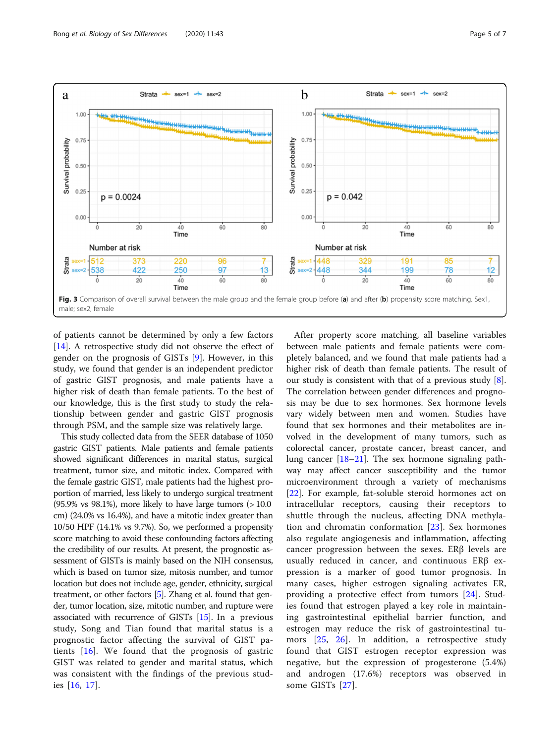**Fig. 3** Comparison of overall survival between the male group and the female group before (**a**) and after (**b**) propensity score matching. Sex1, male; sex2, female

of patients cannot be determined by only a few factors [14]. A retrospective study did not observe the effect of gender on the prognosis of GISTs [9]. However, in this study, we found that gender is an independent predictor of gastric GIST prognosis, and male patients have a higher risk of death than female patients. To the best of our knowledge, this is the first study to study the relationship between gender and gastric GIST prognosis through PSM, and the sample size was relatively large.

This study collected data from the SEER database of 1050 gastric GIST patients. Male patients and female patients showed significant differences in marital status, surgical treatment, tumor size, and mitotic index. Compared with the female gastric GIST, male patients had the highest proportion of married, less likely to undergo surgical treatment (95.9% vs 98.1%), more likely to have large tumors (> 10.0 cm) (24.0% vs 16.4%), and have a mitotic index greater than 10/50 HPF (14.1% vs 9.7%). So, we performed a propensity score matching to avoid these confounding factors affecting the credibility of our results. At present, the prognostic assessment of GISTs is mainly based on the NIH consensus, which is based on tumor size, mitosis number, and tumor location but does not include age, gender, ethnicity, surgical treatment, or other factors [5]. Zhang et al. found that gender, tumor location, size, mitotic number, and rupture were associated with recurrence of GISTs [15]. In a previous study, Song and Tian found that marital status is a prognostic factor affecting the survival of GIST patients [16]. We found that the prognosis of gastric GIST was related to gender and marital status, which was consistent with the findings of the previous studies [16, 17].

After property score matching, all baseline variables between male patients and female patients were completely balanced, and we found that male patients had a higher risk of death than female patients. The result of our study is consistent with that of a previous study [8]. The correlation between gender differences and prognosis may be due to sex hormones. Sex hormone levels vary widely between men and women. Studies have found that sex hormones and their metabolites are involved in the development of many tumors, such as colorectal cancer, prostate cancer, breast cancer, and lung cancer [18–21]. The sex hormone signaling pathway may affect cancer susceptibility and the tumor microenvironment through a variety of mechanisms [22]. For example, fat-soluble steroid hormones act on intracellular receptors, causing their receptors to shuttle through the nucleus, affecting DNA methylation and chromatin conformation [23]. Sex hormones also regulate angiogenesis and inflammation, affecting cancer progression between the sexes. ERβ levels are usually reduced in cancer, and continuous ERβ expression is a marker of good tumor prognosis. In many cases, higher estrogen signaling activates ER, providing a protective effect from tumors [24]. Studies found that estrogen played a key role in maintaining gastrointestinal epithelial barrier function, and estrogen may reduce the risk of gastrointestinal tumors [25, 26]. In addition, a retrospective study found that GIST estrogen receptor expression was negative, but the expression of progesterone (5.4%) and androgen (17.6%) receptors was observed in some GISTs [27].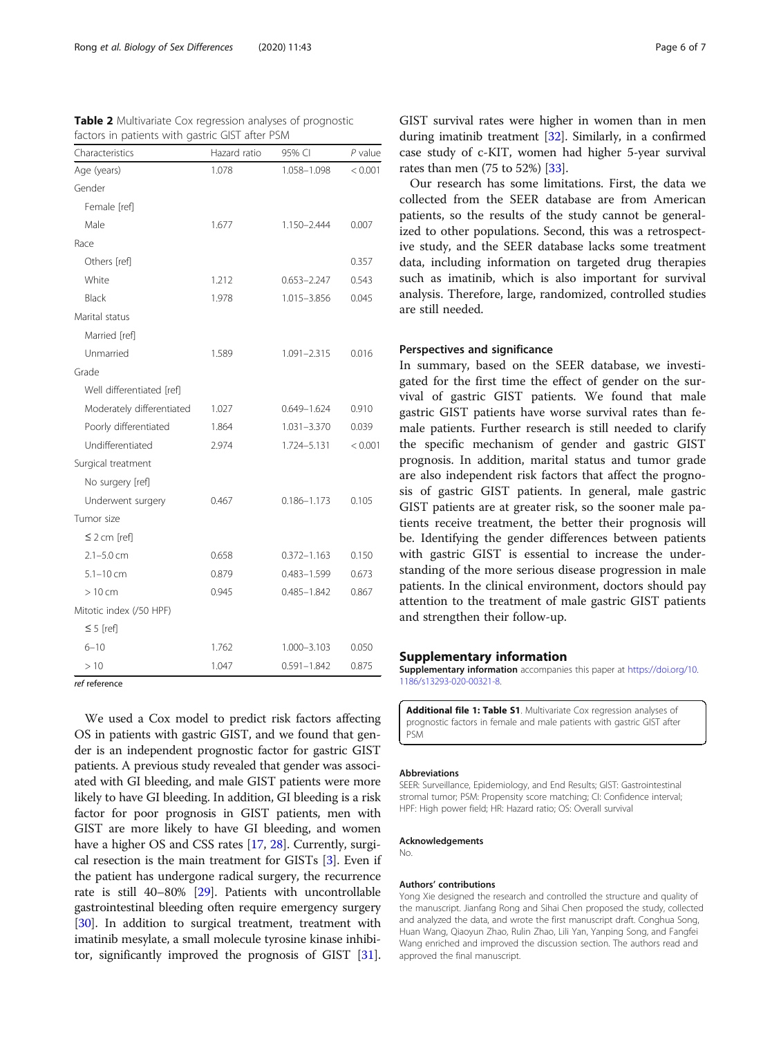**Table 2** Multivariate Cox regression analyses of prognostic factors in patients with gastric GIST after PSM

| Characteristics | Hazard ratio | 95% CI | *P* value |
|---|---|---|---|
| Age (years) | 1.078 | 1.058–1.098 | < 0.001 |
| Gender | | | |
| Female [ref] | | | |
| Male | 1.677 | 1.150–2.444 | 0.007 |
| Race | | | |
| Others [ref] | | | 0.357 |
| White | 1.212 | 0.653–2.247 | 0.543 |
| Black | 1.978 | 1.015–3.856 | 0.045 |
| Marital status | | | |
| Married [ref] | | | |
| Unmarried | 1.589 | 1.091–2.315 | 0.016 |
| Grade | | | |
| Well differentiated [ref] | | | |
| Moderately differentiated | 1.027 | 0.649–1.624 | 0.910 |
| Poorly differentiated | 1.864 | 1.031–3.370 | 0.039 |
| Undifferentiated | 2.974 | 1.724–5.131 | < 0.001 |
| Surgical treatment | | | |
| No surgery [ref] | | | |
| Underwent surgery | 0.467 | 0.186–1.173 | 0.105 |
| Tumor size | | | |
| ≤ 2 cm [ref] | | | |
| 2.1–5.0 cm | 0.658 | 0.372–1.163 | 0.150 |
| 5.1–10 cm | 0.879 | 0.483–1.599 | 0.673 |
| > 10 cm | 0.945 | 0.485–1.842 | 0.867 |
| Mitotic index (/50 HPF) | | | |
| ≤ 5 [ref] | | | |
| 6–10 | 1.762 | 1.000–3.103 | 0.050 |
| > 10 | 1.047 | 0.591–1.842 | 0.875 |

*ref* reference

We used a Cox model to predict risk factors affecting OS in patients with gastric GIST, and we found that gender is an independent prognostic factor for gastric GIST patients. A previous study revealed that gender was associated with GI bleeding, and male GIST patients were more likely to have GI bleeding. In addition, GI bleeding is a risk factor for poor prognosis in GIST patients, men with GIST are more likely to have GI bleeding, and women have a higher OS and CSS rates [17, 28]. Currently, surgical resection is the main treatment for GISTs [3]. Even if the patient has undergone radical surgery, the recurrence rate is still 40–80% [29]. Patients with uncontrollable gastrointestinal bleeding often require emergency surgery [30]. In addition to surgical treatment, treatment with imatinib mesylate, a small molecule tyrosine kinase inhibitor, significantly improved the prognosis of GIST [31]. GIST survival rates were higher in women than in men during imatinib treatment [32]. Similarly, in a confirmed case study of c-KIT, women had higher 5-year survival rates than men (75 to 52%) [33].

Our research has some limitations. First, the data we collected from the SEER database are from American patients, so the results of the study cannot be generalized to other populations. Second, this was a retrospective study, and the SEER database lacks some treatment data, including information on targeted drug therapies such as imatinib, which is also important for survival analysis. Therefore, large, randomized, controlled studies are still needed.

### Perspectives and significance

In summary, based on the SEER database, we investigated for the first time the effect of gender on the survival of gastric GIST patients. We found that male gastric GIST patients have worse survival rates than female patients. Further research is still needed to clarify the specific mechanism of gender and gastric GIST prognosis. In addition, marital status and tumor grade are also independent risk factors that affect the prognosis of gastric GIST patients. In general, male gastric GIST patients are at greater risk, so the sooner male patients receive treatment, the better their prognosis will be. Identifying the gender differences between patients with gastric GIST is essential to increase the understanding of the more serious disease progression in male patients. In the clinical environment, doctors should pay attention to the treatment of male gastric GIST patients and strengthen their follow-up.

## Supplementary information

**Supplementary information** accompanies this paper at https://doi.org/10.1186/s13293-020-00321-8.

**Additional file 1: Table S1**. Multivariate Cox regression analyses of prognostic factors in female and male patients with gastric GIST after PSM

#### Abbreviations

SEER: Surveillance, Epidemiology, and End Results; GIST: Gastrointestinal stromal tumor; PSM: Propensity score matching; CI: Confidence interval; HPF: High power field; HR: Hazard ratio; OS: Overall survival

#### Acknowledgements

No.

#### Authors' contributions

Yong Xie designed the research and controlled the structure and quality of the manuscript. Jianfang Rong and Sihai Chen proposed the study, collected and analyzed the data, and wrote the first manuscript draft. Conghua Song, Huan Wang, Qiaoyun Zhao, Rulin Zhao, Lili Yan, Yanping Song, and Fangfei Wang enriched and improved the discussion section. The authors read and approved the final manuscript.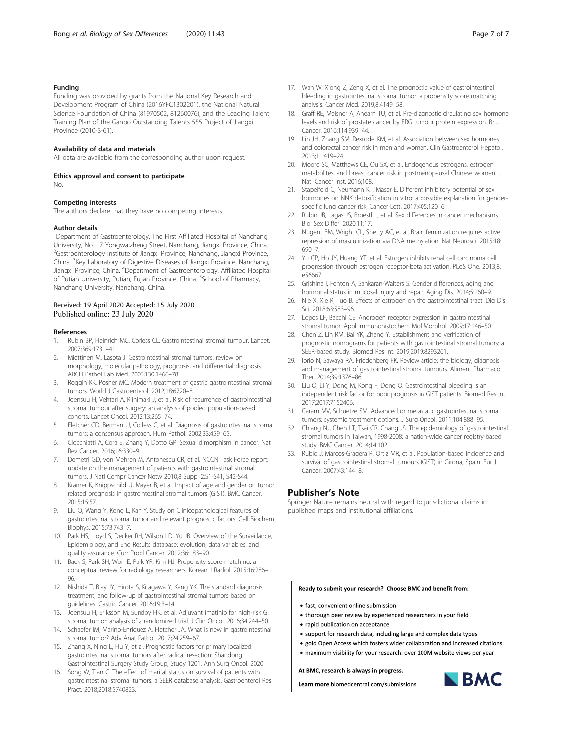#### Funding

Funding was provided by grants from the National Key Research and Development Program of China (2016YFC1302201), the National Natural Science Foundation of China (81970502, 81260076), and the Leading Talent Training Plan of the Ganpo Outstanding Talents 555 Project of Jiangxi Province (2010-3-61).

#### Availability of data and materials

All data are available from the corresponding author upon request.

#### Ethics approval and consent to participate

No.

#### Competing interests

The authors declare that they have no competing interests.

#### Author details

[1]Department of Gastroenterology, The First Affiliated Hospital of Nanchang University, No. 17 Yongwaizheng Street, Nanchang, Jiangxi Province, China. [2]Gastroenterology Institute of Jiangxi Province, Nanchang, Jiangxi Province, China. [3]Key Laboratory of Digestive Diseases of Jiangxi Province, Nanchang, Jiangxi Province, China. [4]Department of Gastroenterology, Affiliated Hospital of Putian University, Putian, Fujian Province, China. [5]School of Pharmacy, Nanchang University, Nanchang, China.

Received: 19 April 2020 Accepted: 15 July 2020
Published online: 23 July 2020

#### References

1. Rubin BP, Heinrich MC, Corless CL. Gastrointestinal stromal tumour. Lancet. 2007;369:1731–41.
2. Miettinen M, Lasota J. Gastrointestinal stromal tumors: review on morphology, molecular pathology, prognosis, and differential diagnosis. ARCH Pathol Lab Med. 2006;130:1466–78.
3. Roggin KK, Posner MC. Modern treatment of gastric gastrointestinal stromal tumors. World J Gastroenterol. 2012;18:6720–8.
4. Joensuu H, Vehtari A, Riihimaki J, et al. Risk of recurrence of gastrointestinal stromal tumour after surgery: an analysis of pooled population-based cohorts. Lancet Oncol. 2012;13:265–74.
5. Fletcher CD, Berman JJ, Corless C, et al. Diagnosis of gastrointestinal stromal tumors: a consensus approach. Hum Pathol. 2002;33:459–65.
6. Clocchiatti A, Cora E, Zhang Y, Dotto GP. Sexual dimorphism in cancer. Nat Rev Cancer. 2016;16:330–9.
7. Demetri GD, von Mehren M, Antonescu CR, et al. NCCN Task Force report: update on the management of patients with gastrointestinal stromal tumors. J Natl Compr Cancer Netw 2010;8 Suppl 2:S1-S41, S42-S44.
8. Kramer K, Knippschild U, Mayer B, et al. Impact of age and gender on tumor related prognosis in gastrointestinal stromal tumors (GIST). BMC Cancer. 2015;15:57.
9. Liu Q, Wang Y, Kong L, Kan Y. Study on Clinicopathological features of gastrointestinal stromal tumor and relevant prognostic factors. Cell Biochem Biophys. 2015;73:743–7.
10. Park HS, Lloyd S, Decker RH, Wilson LD, Yu JB. Overview of the Surveillance, Epidemiology, and End Results database: evolution, data variables, and quality assurance. Curr Probl Cancer. 2012;36:183–90.
11. Baek S, Park SH, Won E, Park YR, Kim HJ. Propensity score matching: a conceptual review for radiology researchers. Korean J Radiol. 2015;16:286–96.
12. Nishida T, Blay JY, Hirota S, Kitagawa Y, Kang YK. The standard diagnosis, treatment, and follow-up of gastrointestinal stromal tumors based on guidelines. Gastric Cancer. 2016;19:3–14.
13. Joensuu H, Eriksson M, Sundby HK, et al. Adjuvant imatinib for high-risk GI stromal tumor: analysis of a randomized trial. J Clin Oncol. 2016;34:244–50.
14. Schaefer IM, Marino-Enriquez A, Fletcher JA. What is new in gastrointestinal stromal tumor? Adv Anat Pathol. 2017;24:259–67.
15. Zhang X, Ning L, Hu Y, et al. Prognostic factors for primary localized gastrointestinal stromal tumors after radical resection: Shandong Gastrointestinal Surgery Study Group, Study 1201. Ann Surg Oncol. 2020.
16. Song W, Tian C. The effect of marital status on survival of patients with gastrointestinal stromal tumors: a SEER database analysis. Gastroenterol Res Pract. 2018;2018:5740823.
17. Wan W, Xiong Z, Zeng X, et al. The prognostic value of gastrointestinal bleeding in gastrointestinal stromal tumor: a propensity score matching analysis. Cancer Med. 2019;8:4149–58.
18. Graff RE, Meisner A, Ahearn TU, et al. Pre-diagnostic circulating sex hormone levels and risk of prostate cancer by ERG tumour protein expression. Br J Cancer. 2016;114:939–44.
19. Lin JH, Zhang SM, Rexrode KM, et al. Association between sex hormones and colorectal cancer risk in men and women. Clin Gastroenterol Hepatol. 2013;11:419–24.
20. Moore SC, Matthews CE, Ou SX, et al. Endogenous estrogens, estrogen metabolites, and breast cancer risk in postmenopausal Chinese women. J Natl Cancer Inst. 2016;108.
21. Stapelfeld C, Neumann KT, Maser E. Different inhibitory potential of sex hormones on NNK detoxification in vitro: a possible explanation for gender-specific lung cancer risk. Cancer Lett. 2017;405:120–6.
22. Rubin JB, Lagas JS, Broestl L, et al. Sex differences in cancer mechanisms. Biol Sex Differ. 2020;11:17.
23. Nugent BM, Wright CL, Shetty AC, et al. Brain feminization requires active repression of masculinization via DNA methylation. Nat Neurosci. 2015;18:690–7.
24. Yu CP, Ho JY, Huang YT, et al. Estrogen inhibits renal cell carcinoma cell progression through estrogen receptor-beta activation. PLoS One. 2013;8:e56667.
25. Grishina I, Fenton A, Sankaran-Walters S. Gender differences, aging and hormonal status in mucosal injury and repair. Aging Dis. 2014;5:160–9.
26. Nie X, Xie R, Tuo B. Effects of estrogen on the gastrointestinal tract. Dig Dis Sci. 2018;63:583–96.
27. Lopes LF, Bacchi CE. Androgen receptor expression in gastrointestinal stromal tumor. Appl Immunohistochem Mol Morphol. 2009;17:146–50.
28. Chen Z, Lin RM, Bai YK, Zhang Y. Establishment and verification of prognostic nomograms for patients with gastrointestinal stromal tumors: a SEER-based study. Biomed Res Int. 2019;2019:8293261.
29. Iorio N, Sawaya RA, Friedenberg FK. Review article: the biology, diagnosis and management of gastrointestinal stromal tumours. Aliment Pharmacol Ther. 2014;39:1376–86.
30. Liu Q, Li Y, Dong M, Kong F, Dong Q. Gastrointestinal bleeding is an independent risk factor for poor prognosis in GIST patients. Biomed Res Int. 2017;2017:7152406.
31. Caram MV, Schuetze SM. Advanced or metastatic gastrointestinal stromal tumors: systemic treatment options. J Surg Oncol. 2011;104:888–95.
32. Chiang NJ, Chen LT, Tsai CR, Chang JS. The epidemiology of gastrointestinal stromal tumors in Taiwan, 1998-2008: a nation-wide cancer registry-based study. BMC Cancer. 2014;14:102.
33. Rubio J, Marcos-Gragera R, Ortiz MR, et al. Population-based incidence and survival of gastrointestinal stromal tumours (GIST) in Girona, Spain. Eur J Cancer. 2007;43:144–8.

## Publisher's Note

Springer Nature remains neutral with regard to jurisdictional claims in published maps and institutional affiliations.

**Ready to submit your research? Choose BMC and benefit from:**

- fast, convenient online submission
- thorough peer review by experienced researchers in your field
- rapid publication on acceptance
- support for research data, including large and complex data types
- gold Open Access which fosters wider collaboration and increased citations
- maximum visibility for your research: over 100M website views per year

**At BMC, research is always in progress.**

**Learn more** biomedcentral.com/submissions

BMC